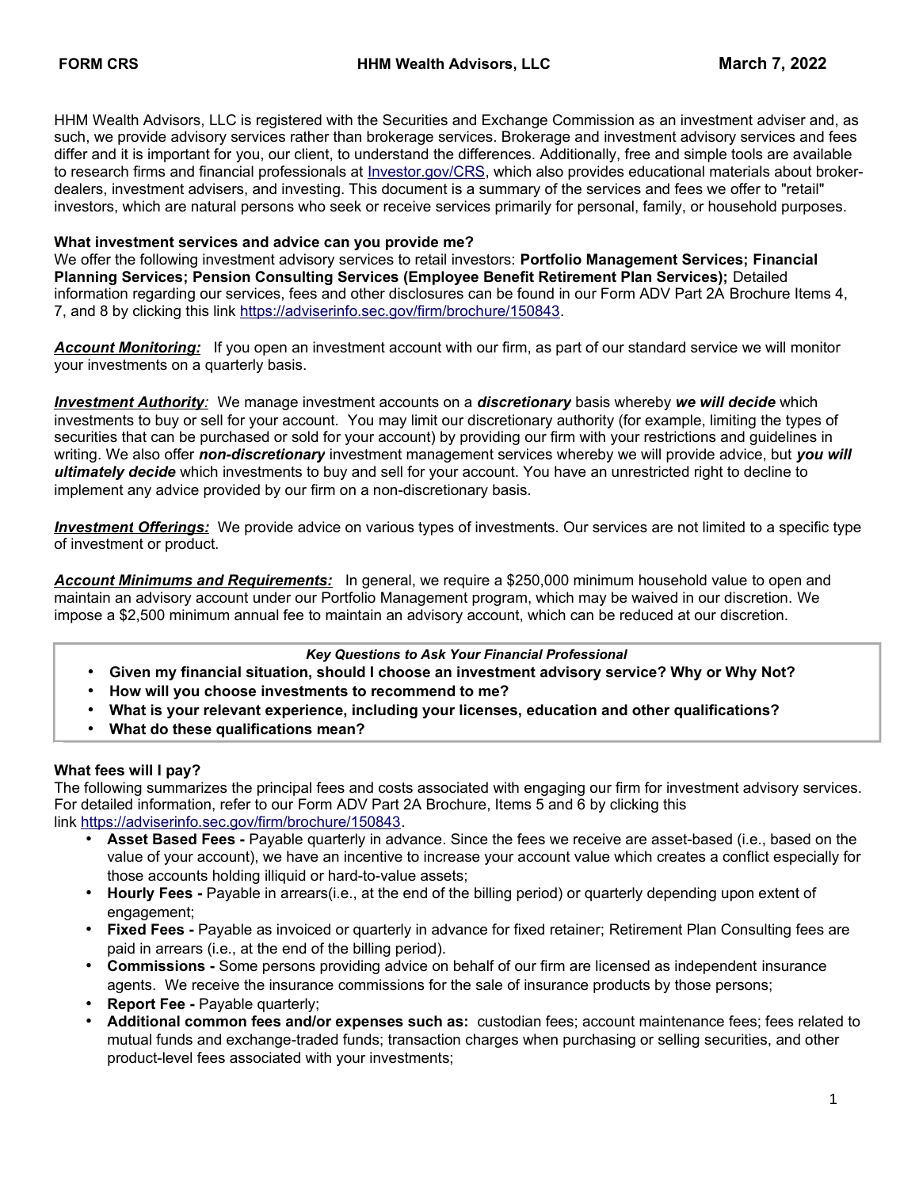**FORM CRS** **HHM Wealth Advisors, LLC** **March 7, 2022**

HHM Wealth Advisors, LLC is registered with the Securities and Exchange Commission as an investment adviser and, as such, we provide advisory services rather than brokerage services. Brokerage and investment advisory services and fees differ and it is important for you, our client, to understand the differences. Additionally, free and simple tools are available to research firms and financial professionals at [Investor.gov/CRS](Investor.gov/CRS), which also provides educational materials about broker-dealers, investment advisers, and investing. This document is a summary of the services and fees we offer to "retail" investors, which are natural persons who seek or receive services primarily for personal, family, or household purposes.

### What investment services and advice can you provide me?

We offer the following investment advisory services to retail investors: **Portfolio Management Services; Financial Planning Services; Pension Consulting Services (Employee Benefit Retirement Plan Services);** Detailed information regarding our services, fees and other disclosures can be found in our Form ADV Part 2A Brochure Items 4, 7, and 8 by clicking this link [https://adviserinfo.sec.gov/firm/brochure/150843](https://adviserinfo.sec.gov/firm/brochure/150843).

***Account Monitoring:*** If you open an investment account with our firm, as part of our standard service we will monitor your investments on a quarterly basis.

***Investment Authority:*** We manage investment accounts on a ***discretionary*** basis whereby ***we will decide*** which investments to buy or sell for your account. You may limit our discretionary authority (for example, limiting the types of securities that can be purchased or sold for your account) by providing our firm with your restrictions and guidelines in writing. We also offer ***non-discretionary*** investment management services whereby we will provide advice, but ***you will ultimately decide*** which investments to buy and sell for your account. You have an unrestricted right to decline to implement any advice provided by our firm on a non-discretionary basis.

***Investment Offerings:*** We provide advice on various types of investments. Our services are not limited to a specific type of investment or product.

***Account Minimums and Requirements:*** In general, we require a $250,000 minimum household value to open and maintain an advisory account under our Portfolio Management program, which may be waived in our discretion. We impose a $2,500 minimum annual fee to maintain an advisory account, which can be reduced at our discretion.

> ***Key Questions to Ask Your Financial Professional***
> - **Given my financial situation, should I choose an investment advisory service? Why or Why Not?**
> - **How will you choose investments to recommend to me?**
> - **What is your relevant experience, including your licenses, education and other qualifications?**
> - **What do these qualifications mean?**

### What fees will I pay?

The following summarizes the principal fees and costs associated with engaging our firm for investment advisory services. For detailed information, refer to our Form ADV Part 2A Brochure, Items 5 and 6 by clicking this link [https://adviserinfo.sec.gov/firm/brochure/150843](https://adviserinfo.sec.gov/firm/brochure/150843).

- **Asset Based Fees -** Payable quarterly in advance. Since the fees we receive are asset-based (i.e., based on the value of your account), we have an incentive to increase your account value which creates a conflict especially for those accounts holding illiquid or hard-to-value assets;
- **Hourly Fees -** Payable in arrears(i.e., at the end of the billing period) or quarterly depending upon extent of engagement;
- **Fixed Fees -** Payable as invoiced or quarterly in advance for fixed retainer; Retirement Plan Consulting fees are paid in arrears (i.e., at the end of the billing period).
- **Commissions -** Some persons providing advice on behalf of our firm are licensed as independent insurance agents. We receive the insurance commissions for the sale of insurance products by those persons;
- **Report Fee -** Payable quarterly;
- **Additional common fees and/or expenses such as:** custodian fees; account maintenance fees; fees related to mutual funds and exchange-traded funds; transaction charges when purchasing or selling securities, and other product-level fees associated with your investments;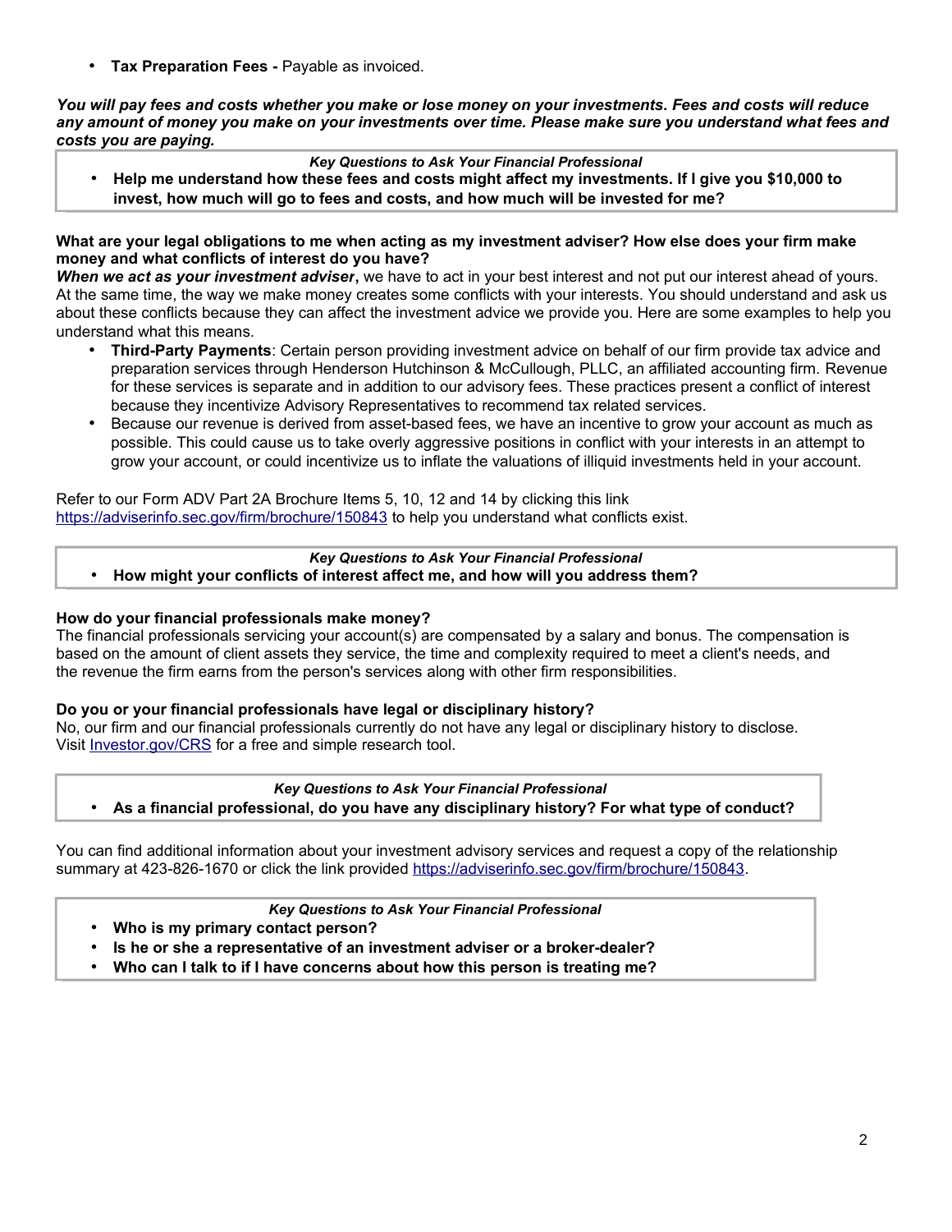- **Tax Preparation Fees -** Payable as invoiced.

***You will pay fees and costs whether you make or lose money on your investments. Fees and costs will reduce any amount of money you make on your investments over time. Please make sure you understand what fees and costs you are paying.***

> ***Key Questions to Ask Your Financial Professional***
> - **Help me understand how these fees and costs might affect my investments. If I give you $10,000 to invest, how much will go to fees and costs, and how much will be invested for me?**

**What are your legal obligations to me when acting as my investment adviser? How else does your firm make money and what conflicts of interest do you have?**

***When we act as your investment adviser*****,** we have to act in your best interest and not put our interest ahead of yours. At the same time, the way we make money creates some conflicts with your interests. You should understand and ask us about these conflicts because they can affect the investment advice we provide you. Here are some examples to help you understand what this means.

- **Third-Party Payments**: Certain person providing investment advice on behalf of our firm provide tax advice and preparation services through Henderson Hutchinson & McCullough, PLLC, an affiliated accounting firm. Revenue for these services is separate and in addition to our advisory fees. These practices present a conflict of interest because they incentivize Advisory Representatives to recommend tax related services.
- Because our revenue is derived from asset-based fees, we have an incentive to grow your account as much as possible. This could cause us to take overly aggressive positions in conflict with your interests in an attempt to grow your account, or could incentivize us to inflate the valuations of illiquid investments held in your account.

Refer to our Form ADV Part 2A Brochure Items 5, 10, 12 and 14 by clicking this link https://adviserinfo.sec.gov/firm/brochure/150843 to help you understand what conflicts exist.

> ***Key Questions to Ask Your Financial Professional***
> - **How might your conflicts of interest affect me, and how will you address them?**

**How do your financial professionals make money?**

The financial professionals servicing your account(s) are compensated by a salary and bonus. The compensation is based on the amount of client assets they service, the time and complexity required to meet a client's needs, and the revenue the firm earns from the person's services along with other firm responsibilities.

**Do you or your financial professionals have legal or disciplinary history?**

No, our firm and our financial professionals currently do not have any legal or disciplinary history to disclose. Visit Investor.gov/CRS for a free and simple research tool.

> ***Key Questions to Ask Your Financial Professional***
> - **As a financial professional, do you have any disciplinary history? For what type of conduct?**

You can find additional information about your investment advisory services and request a copy of the relationship summary at 423-826-1670 or click the link provided https://adviserinfo.sec.gov/firm/brochure/150843.

> ***Key Questions to Ask Your Financial Professional***
> - **Who is my primary contact person?**
> - **Is he or she a representative of an investment adviser or a broker-dealer?**
> - **Who can I talk to if I have concerns about how this person is treating me?**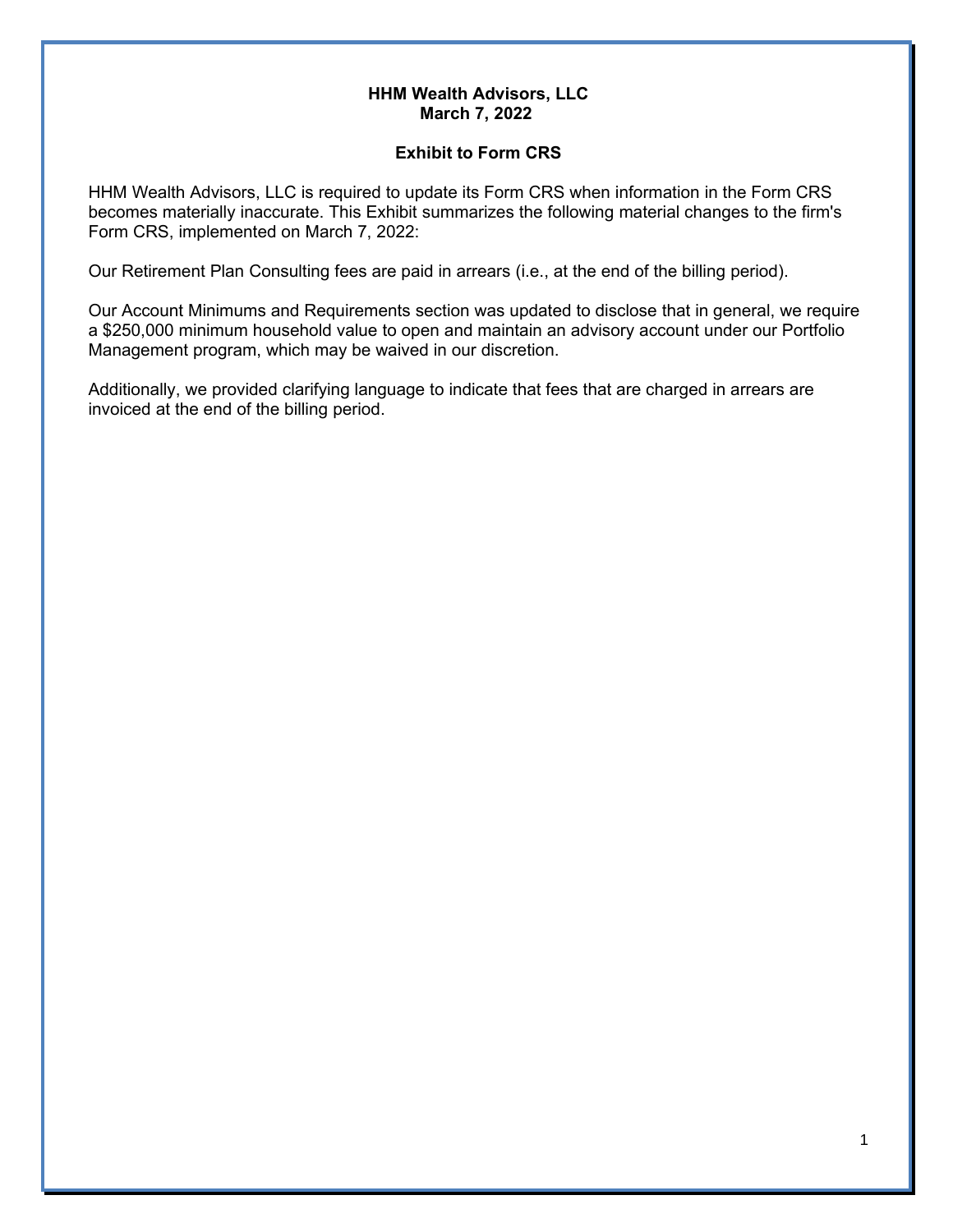**HHM Wealth Advisors, LLC**
**March 7, 2022**

**Exhibit to Form CRS**

HHM Wealth Advisors, LLC is required to update its Form CRS when information in the Form CRS becomes materially inaccurate. This Exhibit summarizes the following material changes to the firm's Form CRS, implemented on March 7, 2022:

Our Retirement Plan Consulting fees are paid in arrears (i.e., at the end of the billing period).

Our Account Minimums and Requirements section was updated to disclose that in general, we require a $250,000 minimum household value to open and maintain an advisory account under our Portfolio Management program, which may be waived in our discretion.

Additionally, we provided clarifying language to indicate that fees that are charged in arrears are invoiced at the end of the billing period.